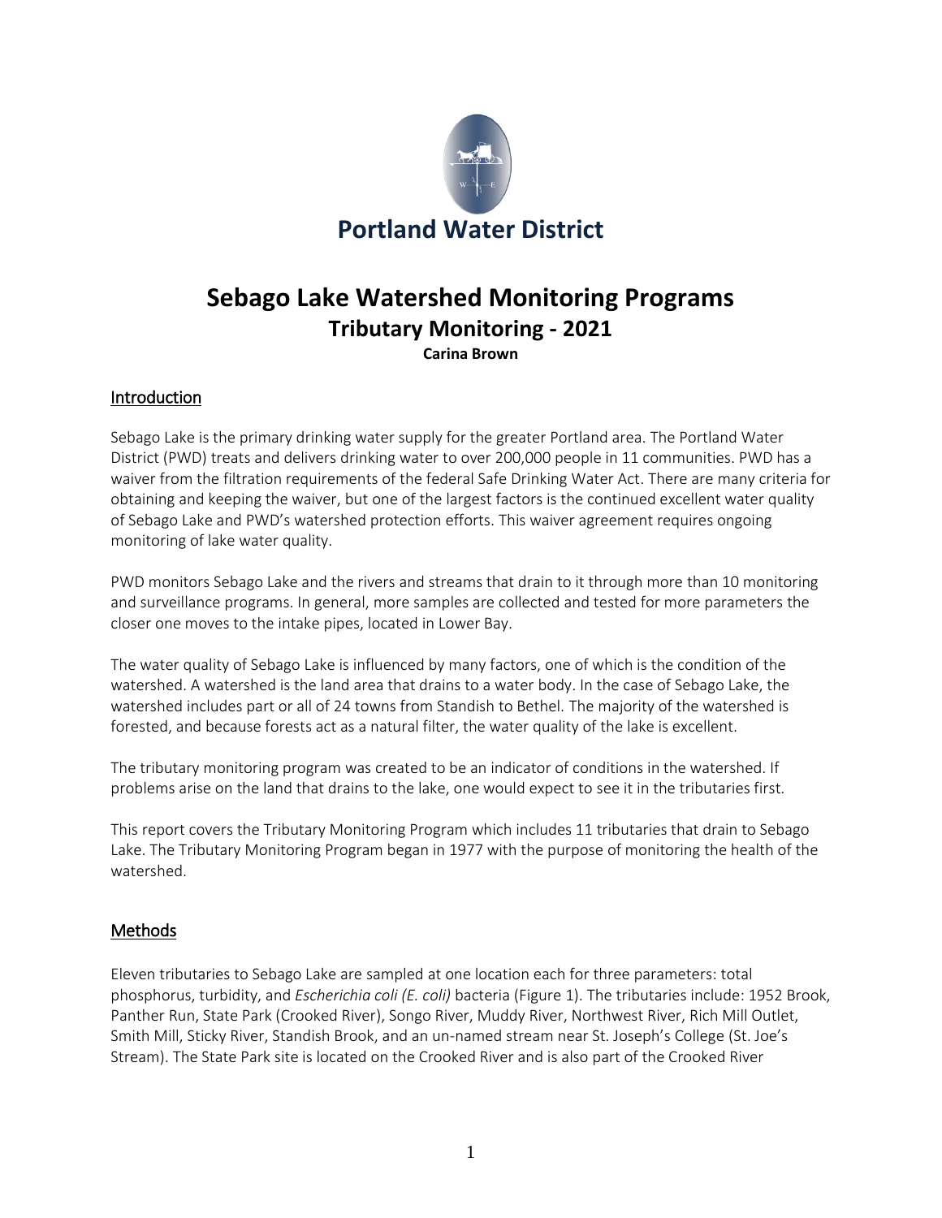**Portland Water District**

# Sebago Lake Watershed Monitoring Programs

## Tributary Monitoring - 2021

**Carina Brown**

## Introduction

Sebago Lake is the primary drinking water supply for the greater Portland area. The Portland Water District (PWD) treats and delivers drinking water to over 200,000 people in 11 communities. PWD has a waiver from the filtration requirements of the federal Safe Drinking Water Act. There are many criteria for obtaining and keeping the waiver, but one of the largest factors is the continued excellent water quality of Sebago Lake and PWD's watershed protection efforts. This waiver agreement requires ongoing monitoring of lake water quality.

PWD monitors Sebago Lake and the rivers and streams that drain to it through more than 10 monitoring and surveillance programs. In general, more samples are collected and tested for more parameters the closer one moves to the intake pipes, located in Lower Bay.

The water quality of Sebago Lake is influenced by many factors, one of which is the condition of the watershed. A watershed is the land area that drains to a water body. In the case of Sebago Lake, the watershed includes part or all of 24 towns from Standish to Bethel. The majority of the watershed is forested, and because forests act as a natural filter, the water quality of the lake is excellent.

The tributary monitoring program was created to be an indicator of conditions in the watershed. If problems arise on the land that drains to the lake, one would expect to see it in the tributaries first.

This report covers the Tributary Monitoring Program which includes 11 tributaries that drain to Sebago Lake. The Tributary Monitoring Program began in 1977 with the purpose of monitoring the health of the watershed.

## Methods

Eleven tributaries to Sebago Lake are sampled at one location each for three parameters: total phosphorus, turbidity, and *Escherichia coli (E. coli)* bacteria (Figure 1). The tributaries include: 1952 Brook, Panther Run, State Park (Crooked River), Songo River, Muddy River, Northwest River, Rich Mill Outlet, Smith Mill, Sticky River, Standish Brook, and an un-named stream near St. Joseph's College (St. Joe's Stream). The State Park site is located on the Crooked River and is also part of the Crooked River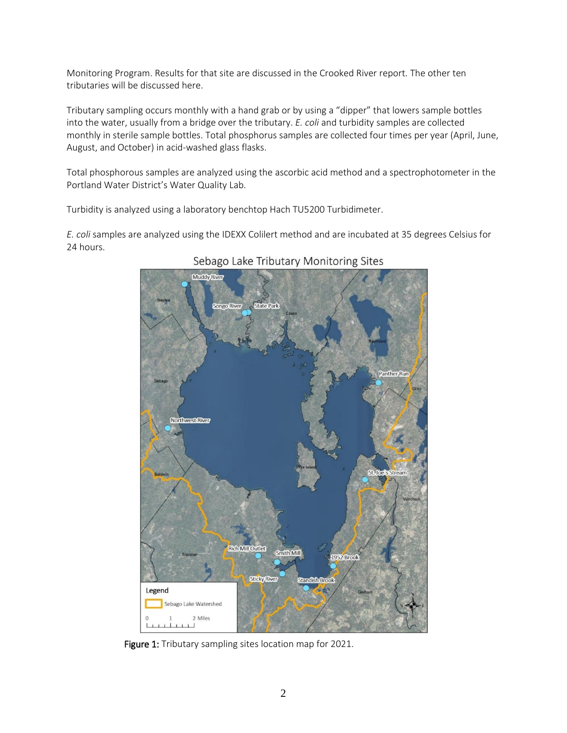Monitoring Program. Results for that site are discussed in the Crooked River report. The other ten tributaries will be discussed here.

Tributary sampling occurs monthly with a hand grab or by using a "dipper" that lowers sample bottles into the water, usually from a bridge over the tributary. *E. coli* and turbidity samples are collected monthly in sterile sample bottles. Total phosphorus samples are collected four times per year (April, June, August, and October) in acid-washed glass flasks.

Total phosphorous samples are analyzed using the ascorbic acid method and a spectrophotometer in the Portland Water District's Water Quality Lab.

Turbidity is analyzed using a laboratory benchtop Hach TU5200 Turbidimeter.

*E. coli* samples are analyzed using the IDEXX Colilert method and are incubated at 35 degrees Celsius for 24 hours.

**Figure 1:** Tributary sampling sites location map for 2021.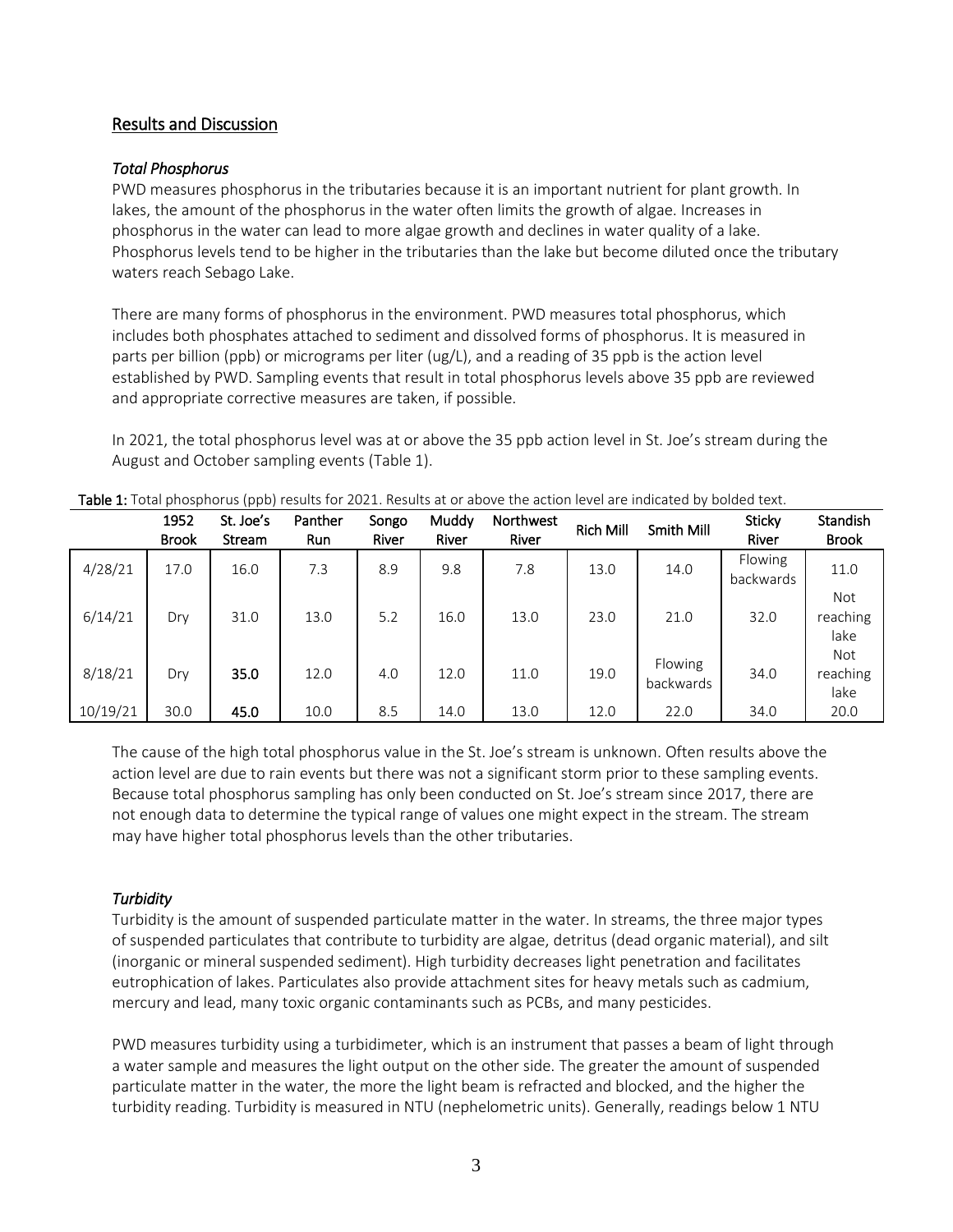## Results and Discussion

### *Total Phosphorus*

PWD measures phosphorus in the tributaries because it is an important nutrient for plant growth. In lakes, the amount of the phosphorus in the water often limits the growth of algae. Increases in phosphorus in the water can lead to more algae growth and declines in water quality of a lake. Phosphorus levels tend to be higher in the tributaries than the lake but become diluted once the tributary waters reach Sebago Lake.

There are many forms of phosphorus in the environment. PWD measures total phosphorus, which includes both phosphates attached to sediment and dissolved forms of phosphorus. It is measured in parts per billion (ppb) or micrograms per liter (ug/L), and a reading of 35 ppb is the action level established by PWD. Sampling events that result in total phosphorus levels above 35 ppb are reviewed and appropriate corrective measures are taken, if possible.

In 2021, the total phosphorus level was at or above the 35 ppb action level in St. Joe's stream during the August and October sampling events (Table 1).

**Table 1:** Total phosphorus (ppb) results for 2021. Results at or above the action level are indicated by bolded text.

| | 1952 Brook | St. Joe's Stream | Panther Run | Songo River | Muddy River | Northwest River | Rich Mill | Smith Mill | Sticky River | Standish Brook |
|---|---|---|---|---|---|---|---|---|---|---|
| 4/28/21 | 17.0 | 16.0 | 7.3 | 8.9 | 9.8 | 7.8 | 13.0 | 14.0 | Flowing backwards | 11.0 |
| 6/14/21 | Dry | 31.0 | 13.0 | 5.2 | 16.0 | 13.0 | 23.0 | 21.0 | 32.0 | Not reaching lake |
| 8/18/21 | Dry | **35.0** | 12.0 | 4.0 | 12.0 | 11.0 | 19.0 | Flowing backwards | 34.0 | Not reaching lake |
| 10/19/21 | 30.0 | **45.0** | 10.0 | 8.5 | 14.0 | 13.0 | 12.0 | 22.0 | 34.0 | 20.0 |

The cause of the high total phosphorus value in the St. Joe's stream is unknown. Often results above the action level are due to rain events but there was not a significant storm prior to these sampling events. Because total phosphorus sampling has only been conducted on St. Joe's stream since 2017, there are not enough data to determine the typical range of values one might expect in the stream. The stream may have higher total phosphorus levels than the other tributaries.

### *Turbidity*

Turbidity is the amount of suspended particulate matter in the water. In streams, the three major types of suspended particulates that contribute to turbidity are algae, detritus (dead organic material), and silt (inorganic or mineral suspended sediment). High turbidity decreases light penetration and facilitates eutrophication of lakes. Particulates also provide attachment sites for heavy metals such as cadmium, mercury and lead, many toxic organic contaminants such as PCBs, and many pesticides.

PWD measures turbidity using a turbidimeter, which is an instrument that passes a beam of light through a water sample and measures the light output on the other side. The greater the amount of suspended particulate matter in the water, the more the light beam is refracted and blocked, and the higher the turbidity reading. Turbidity is measured in NTU (nephelometric units). Generally, readings below 1 NTU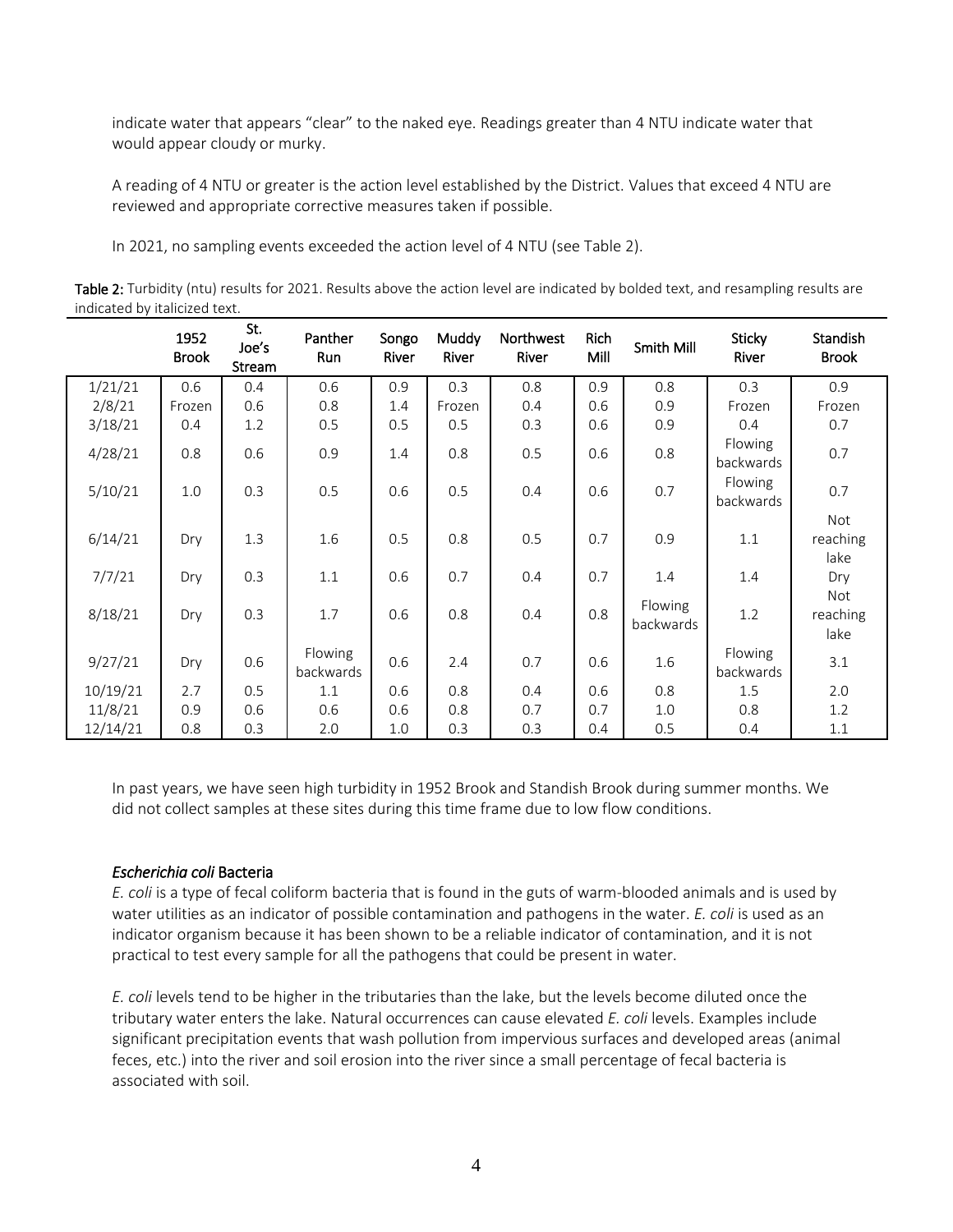indicate water that appears "clear" to the naked eye. Readings greater than 4 NTU indicate water that would appear cloudy or murky.

A reading of 4 NTU or greater is the action level established by the District. Values that exceed 4 NTU are reviewed and appropriate corrective measures taken if possible.

In 2021, no sampling events exceeded the action level of 4 NTU (see Table 2).

**Table 2:** Turbidity (ntu) results for 2021. Results above the action level are indicated by bolded text, and resampling results are indicated by italicized text.

| | 1952 Brook | St. Joe's Stream | Panther Run | Songo River | Muddy River | Northwest River | Rich Mill | Smith Mill | Sticky River | Standish Brook |
|---|---|---|---|---|---|---|---|---|---|---|
| 1/21/21 | 0.6 | 0.4 | 0.6 | 0.9 | 0.3 | 0.8 | 0.9 | 0.8 | 0.3 | 0.9 |
| 2/8/21 | Frozen | 0.6 | 0.8 | 1.4 | Frozen | 0.4 | 0.6 | 0.9 | Frozen | Frozen |
| 3/18/21 | 0.4 | 1.2 | 0.5 | 0.5 | 0.5 | 0.3 | 0.6 | 0.9 | 0.4 | 0.7 |
| 4/28/21 | 0.8 | 0.6 | 0.9 | 1.4 | 0.8 | 0.5 | 0.6 | 0.8 | Flowing backwards | 0.7 |
| 5/10/21 | 1.0 | 0.3 | 0.5 | 0.6 | 0.5 | 0.4 | 0.6 | 0.7 | Flowing backwards | 0.7 |
| 6/14/21 | Dry | 1.3 | 1.6 | 0.5 | 0.8 | 0.5 | 0.7 | 0.9 | 1.1 | Not reaching lake |
| 7/7/21 | Dry | 0.3 | 1.1 | 0.6 | 0.7 | 0.4 | 0.7 | 1.4 | 1.4 | Dry |
| 8/18/21 | Dry | 0.3 | 1.7 | 0.6 | 0.8 | 0.4 | 0.8 | Flowing backwards | 1.2 | Not reaching lake |
| 9/27/21 | Dry | 0.6 | Flowing backwards | 0.6 | 2.4 | 0.7 | 0.6 | 1.6 | Flowing backwards | 3.1 |
| 10/19/21 | 2.7 | 0.5 | 1.1 | 0.6 | 0.8 | 0.4 | 0.6 | 0.8 | 1.5 | 2.0 |
| 11/8/21 | 0.9 | 0.6 | 0.6 | 0.6 | 0.8 | 0.7 | 0.7 | 1.0 | 0.8 | 1.2 |
| 12/14/21 | 0.8 | 0.3 | 2.0 | 1.0 | 0.3 | 0.3 | 0.4 | 0.5 | 0.4 | 1.1 |

In past years, we have seen high turbidity in 1952 Brook and Standish Brook during summer months. We did not collect samples at these sites during this time frame due to low flow conditions.

### *Escherichia coli* Bacteria

*E. coli* is a type of fecal coliform bacteria that is found in the guts of warm-blooded animals and is used by water utilities as an indicator of possible contamination and pathogens in the water. *E. coli* is used as an indicator organism because it has been shown to be a reliable indicator of contamination, and it is not practical to test every sample for all the pathogens that could be present in water.

*E. coli* levels tend to be higher in the tributaries than the lake, but the levels become diluted once the tributary water enters the lake. Natural occurrences can cause elevated *E. coli* levels. Examples include significant precipitation events that wash pollution from impervious surfaces and developed areas (animal feces, etc.) into the river and soil erosion into the river since a small percentage of fecal bacteria is associated with soil.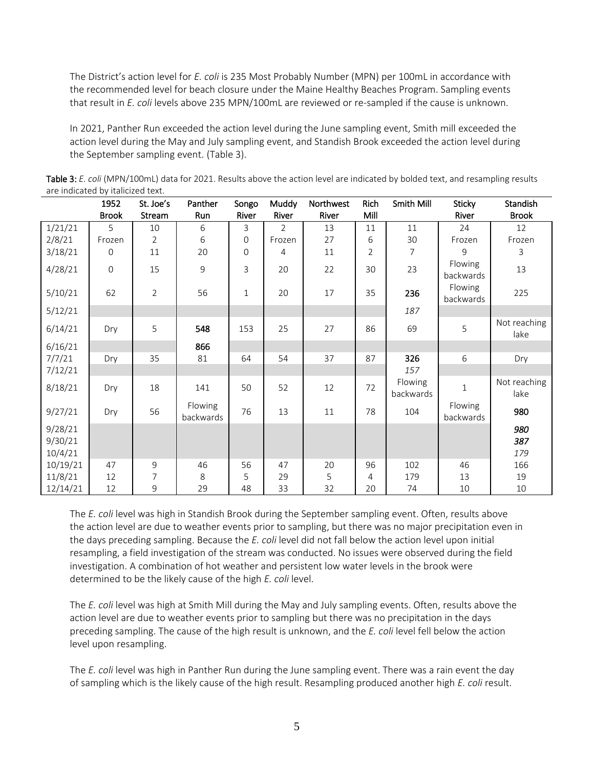The District's action level for *E. coli* is 235 Most Probably Number (MPN) per 100mL in accordance with the recommended level for beach closure under the Maine Healthy Beaches Program. Sampling events that result in *E. coli* levels above 235 MPN/100mL are reviewed or re-sampled if the cause is unknown.

In 2021, Panther Run exceeded the action level during the June sampling event, Smith mill exceeded the action level during the May and July sampling event, and Standish Brook exceeded the action level during the September sampling event. (Table 3).

**Table 3:** *E. coli* (MPN/100mL) data for 2021. Results above the action level are indicated by bolded text, and resampling results are indicated by italicized text.

| | 1952 Brook | St. Joe's Stream | Panther Run | Songo River | Muddy River | Northwest River | Rich Mill | Smith Mill | Sticky River | Standish Brook |
|---|---|---|---|---|---|---|---|---|---|---|
| 1/21/21 | 5 | 10 | 6 | 3 | 2 | 13 | 11 | 11 | 24 | 12 |
| 2/8/21 | Frozen | 2 | 6 | 0 | Frozen | 27 | 6 | 30 | Frozen | Frozen |
| 3/18/21 | 0 | 11 | 20 | 0 | 4 | 11 | 2 | 7 | 9 | 3 |
| 4/28/21 | 0 | 15 | 9 | 3 | 20 | 22 | 30 | 23 | Flowing backwards | 13 |
| 5/10/21 | 62 | 2 | 56 | 1 | 20 | 17 | 35 | **236** | Flowing backwards | 225 |
| 5/12/21 | | | | | | | | *187* | | |
| 6/14/21 | Dry | 5 | **548** | 153 | 25 | 27 | 86 | 69 | 5 | Not reaching lake |
| 6/16/21 | | | **866** | | | | | | | |
| 7/7/21 | Dry | 35 | 81 | 64 | 54 | 37 | 87 | **326** | 6 | Dry |
| 7/12/21 | | | | | | | | *157* | | |
| 8/18/21 | Dry | 18 | 141 | 50 | 52 | 12 | 72 | Flowing backwards | 1 | Not reaching lake |
| 9/27/21 | Dry | 56 | Flowing backwards | 76 | 13 | 11 | 78 | 104 | Flowing backwards | **980** |
| 9/28/21 | | | | | | | | | | ***980*** |
| 9/30/21 | | | | | | | | | | ***387*** |
| 10/4/21 | | | | | | | | | | *179* |
| 10/19/21 | 47 | 9 | 46 | 56 | 47 | 20 | 96 | 102 | 46 | 166 |
| 11/8/21 | 12 | 7 | 8 | 5 | 29 | 5 | 4 | 179 | 13 | 19 |
| 12/14/21 | 12 | 9 | 29 | 48 | 33 | 32 | 20 | 74 | 10 | 10 |

The *E. coli* level was high in Standish Brook during the September sampling event. Often, results above the action level are due to weather events prior to sampling, but there was no major precipitation even in the days preceding sampling. Because the *E. coli* level did not fall below the action level upon initial resampling, a field investigation of the stream was conducted. No issues were observed during the field investigation. A combination of hot weather and persistent low water levels in the brook were determined to be the likely cause of the high *E. coli* level.

The *E. coli* level was high at Smith Mill during the May and July sampling events. Often, results above the action level are due to weather events prior to sampling but there was no precipitation in the days preceding sampling. The cause of the high result is unknown, and the *E. coli* level fell below the action level upon resampling.

The *E. coli* level was high in Panther Run during the June sampling event. There was a rain event the day of sampling which is the likely cause of the high result. Resampling produced another high *E. coli* result.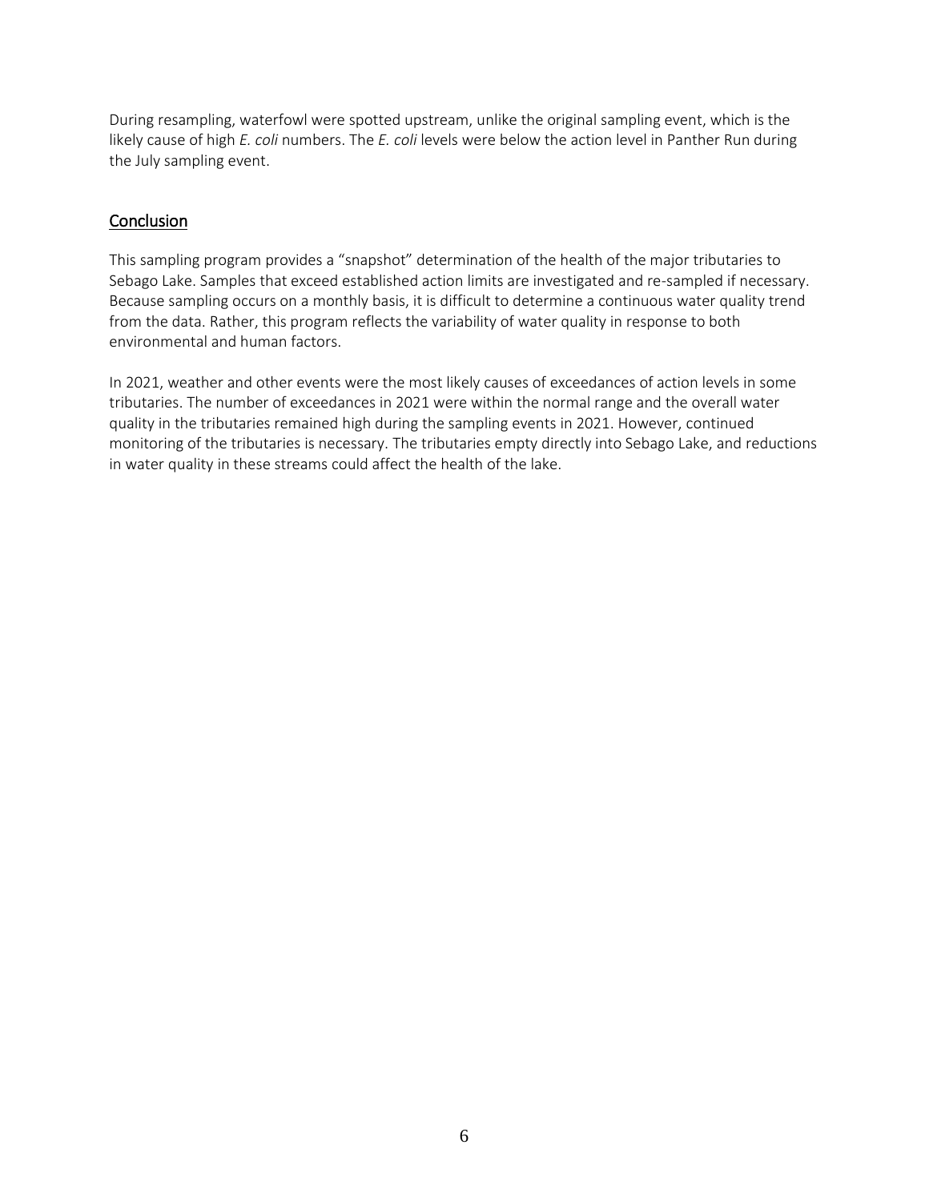During resampling, waterfowl were spotted upstream, unlike the original sampling event, which is the likely cause of high *E. coli* numbers. The *E. coli* levels were below the action level in Panther Run during the July sampling event.

## Conclusion

This sampling program provides a "snapshot" determination of the health of the major tributaries to Sebago Lake. Samples that exceed established action limits are investigated and re-sampled if necessary. Because sampling occurs on a monthly basis, it is difficult to determine a continuous water quality trend from the data. Rather, this program reflects the variability of water quality in response to both environmental and human factors.

In 2021, weather and other events were the most likely causes of exceedances of action levels in some tributaries. The number of exceedances in 2021 were within the normal range and the overall water quality in the tributaries remained high during the sampling events in 2021. However, continued monitoring of the tributaries is necessary. The tributaries empty directly into Sebago Lake, and reductions in water quality in these streams could affect the health of the lake.